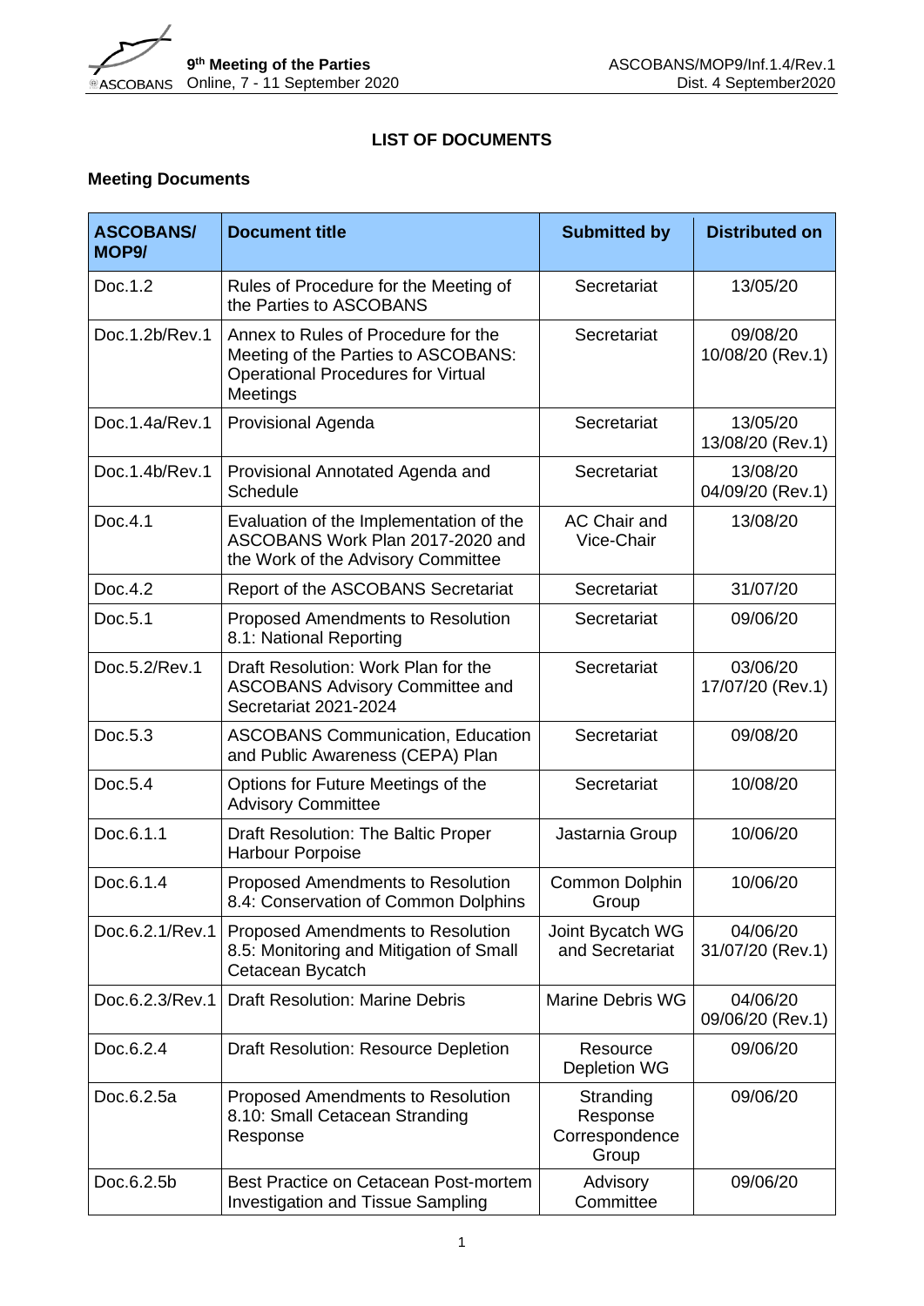# LIST OF DOCUMENTS

## Meeting Documents

| ASCOBANS/ MOP9/ | Document title | Submitted by | Distributed on |
|---|---|---|---|
| Doc.1.2 | Rules of Procedure for the Meeting of the Parties to ASCOBANS | Secretariat | 13/05/20 |
| Doc.1.2b/Rev.1 | Annex to Rules of Procedure for the Meeting of the Parties to ASCOBANS: Operational Procedures for Virtual Meetings | Secretariat | 09/08/20 10/08/20 (Rev.1) |
| Doc.1.4a/Rev.1 | Provisional Agenda | Secretariat | 13/05/20 13/08/20 (Rev.1) |
| Doc.1.4b/Rev.1 | Provisional Annotated Agenda and Schedule | Secretariat | 13/08/20 04/09/20 (Rev.1) |
| Doc.4.1 | Evaluation of the Implementation of the ASCOBANS Work Plan 2017-2020 and the Work of the Advisory Committee | AC Chair and Vice-Chair | 13/08/20 |
| Doc.4.2 | Report of the ASCOBANS Secretariat | Secretariat | 31/07/20 |
| Doc.5.1 | Proposed Amendments to Resolution 8.1: National Reporting | Secretariat | 09/06/20 |
| Doc.5.2/Rev.1 | Draft Resolution: Work Plan for the ASCOBANS Advisory Committee and Secretariat 2021-2024 | Secretariat | 03/06/20 17/07/20 (Rev.1) |
| Doc.5.3 | ASCOBANS Communication, Education and Public Awareness (CEPA) Plan | Secretariat | 09/08/20 |
| Doc.5.4 | Options for Future Meetings of the Advisory Committee | Secretariat | 10/08/20 |
| Doc.6.1.1 | Draft Resolution: The Baltic Proper Harbour Porpoise | Jastarnia Group | 10/06/20 |
| Doc.6.1.4 | Proposed Amendments to Resolution 8.4: Conservation of Common Dolphins | Common Dolphin Group | 10/06/20 |
| Doc.6.2.1/Rev.1 | Proposed Amendments to Resolution 8.5: Monitoring and Mitigation of Small Cetacean Bycatch | Joint Bycatch WG and Secretariat | 04/06/20 31/07/20 (Rev.1) |
| Doc.6.2.3/Rev.1 | Draft Resolution: Marine Debris | Marine Debris WG | 04/06/20 09/06/20 (Rev.1) |
| Doc.6.2.4 | Draft Resolution: Resource Depletion | Resource Depletion WG | 09/06/20 |
| Doc.6.2.5a | Proposed Amendments to Resolution 8.10: Small Cetacean Stranding Response | Stranding Response Correspondence Group | 09/06/20 |
| Doc.6.2.5b | Best Practice on Cetacean Post-mortem Investigation and Tissue Sampling | Advisory Committee | 09/06/20 |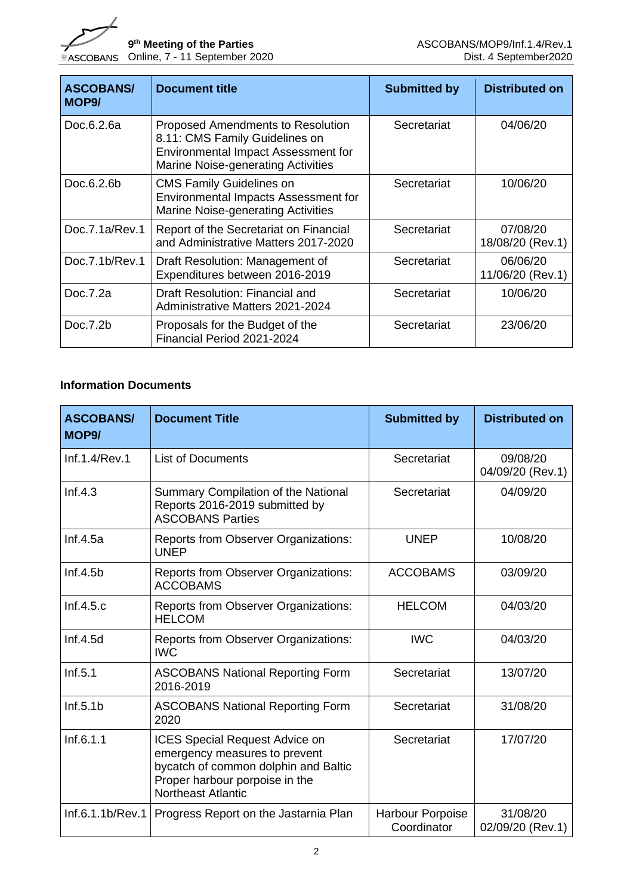| ASCOBANS/ MOP9/ | Document title | Submitted by | Distributed on |
|---|---|---|---|
| Doc.6.2.6a | Proposed Amendments to Resolution 8.11: CMS Family Guidelines on Environmental Impact Assessment for Marine Noise-generating Activities | Secretariat | 04/06/20 |
| Doc.6.2.6b | CMS Family Guidelines on Environmental Impacts Assessment for Marine Noise-generating Activities | Secretariat | 10/06/20 |
| Doc.7.1a/Rev.1 | Report of the Secretariat on Financial and Administrative Matters 2017-2020 | Secretariat | 07/08/20 18/08/20 (Rev.1) |
| Doc.7.1b/Rev.1 | Draft Resolution: Management of Expenditures between 2016-2019 | Secretariat | 06/06/20 11/06/20 (Rev.1) |
| Doc.7.2a | Draft Resolution: Financial and Administrative Matters 2021-2024 | Secretariat | 10/06/20 |
| Doc.7.2b | Proposals for the Budget of the Financial Period 2021-2024 | Secretariat | 23/06/20 |

**Information Documents**

| ASCOBANS/ MOP9/ | Document Title | Submitted by | Distributed on |
|---|---|---|---|
| Inf.1.4/Rev.1 | List of Documents | Secretariat | 09/08/20 04/09/20 (Rev.1) |
| Inf.4.3 | Summary Compilation of the National Reports 2016-2019 submitted by ASCOBANS Parties | Secretariat | 04/09/20 |
| Inf.4.5a | Reports from Observer Organizations: UNEP | UNEP | 10/08/20 |
| Inf.4.5b | Reports from Observer Organizations: ACCOBAMS | ACCOBAMS | 03/09/20 |
| Inf.4.5.c | Reports from Observer Organizations: HELCOM | HELCOM | 04/03/20 |
| Inf.4.5d | Reports from Observer Organizations: IWC | IWC | 04/03/20 |
| Inf.5.1 | ASCOBANS National Reporting Form 2016-2019 | Secretariat | 13/07/20 |
| Inf.5.1b | ASCOBANS National Reporting Form 2020 | Secretariat | 31/08/20 |
| Inf.6.1.1 | ICES Special Request Advice on emergency measures to prevent bycatch of common dolphin and Baltic Proper harbour porpoise in the Northeast Atlantic | Secretariat | 17/07/20 |
| Inf.6.1.1b/Rev.1 | Progress Report on the Jastarnia Plan | Harbour Porpoise Coordinator | 31/08/20 02/09/20 (Rev.1) |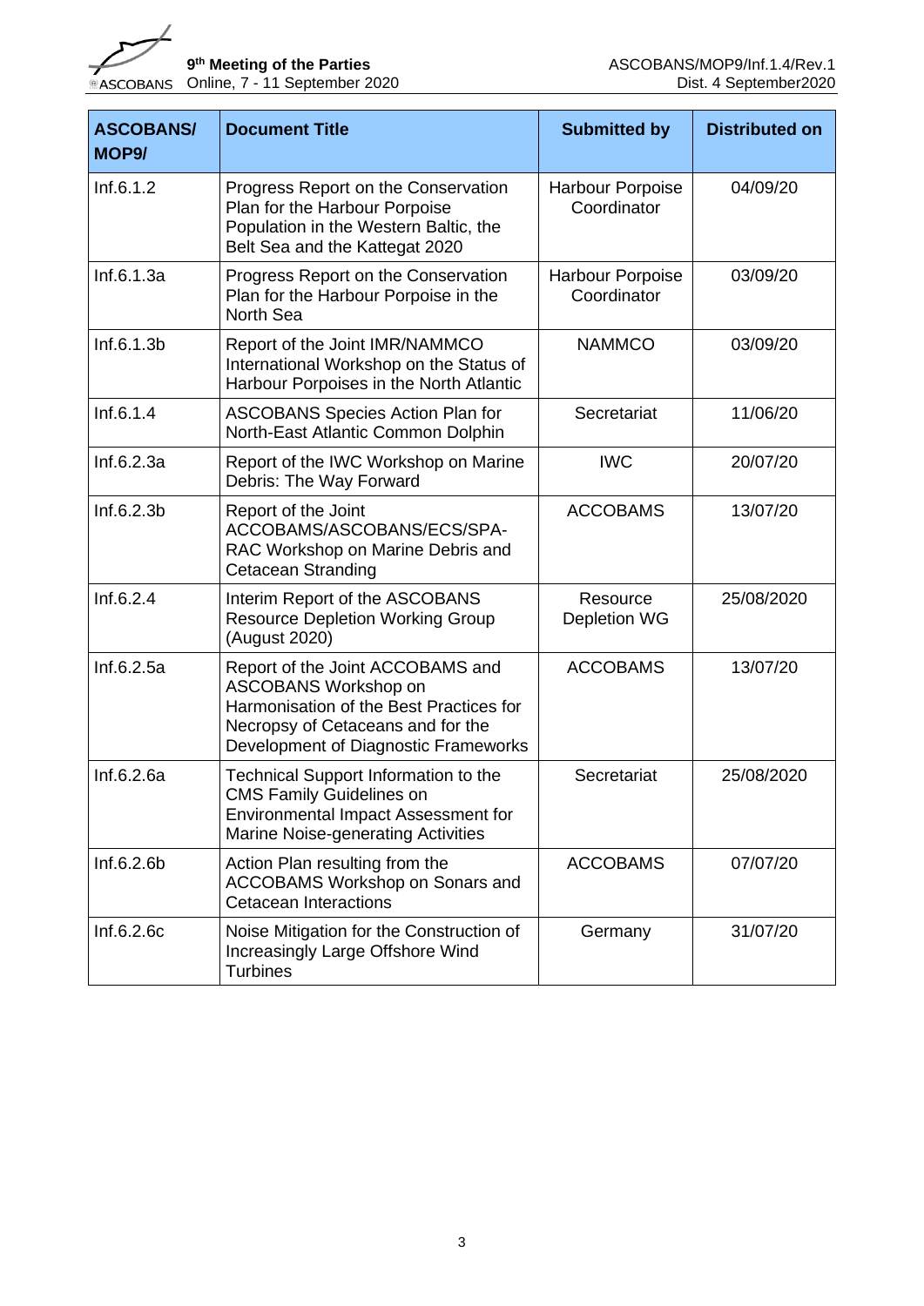| ASCOBANS/ MOP9/ | Document Title | Submitted by | Distributed on |
|---|---|---|---|
| Inf.6.1.2 | Progress Report on the Conservation Plan for the Harbour Porpoise Population in the Western Baltic, the Belt Sea and the Kattegat 2020 | Harbour Porpoise Coordinator | 04/09/20 |
| Inf.6.1.3a | Progress Report on the Conservation Plan for the Harbour Porpoise in the North Sea | Harbour Porpoise Coordinator | 03/09/20 |
| Inf.6.1.3b | Report of the Joint IMR/NAMMCO International Workshop on the Status of Harbour Porpoises in the North Atlantic | NAMMCO | 03/09/20 |
| Inf.6.1.4 | ASCOBANS Species Action Plan for North-East Atlantic Common Dolphin | Secretariat | 11/06/20 |
| Inf.6.2.3a | Report of the IWC Workshop on Marine Debris: The Way Forward | IWC | 20/07/20 |
| Inf.6.2.3b | Report of the Joint ACCOBAMS/ASCOBANS/ECS/SPA-RAC Workshop on Marine Debris and Cetacean Stranding | ACCOBAMS | 13/07/20 |
| Inf.6.2.4 | Interim Report of the ASCOBANS Resource Depletion Working Group (August 2020) | Resource Depletion WG | 25/08/2020 |
| Inf.6.2.5a | Report of the Joint ACCOBAMS and ASCOBANS Workshop on Harmonisation of the Best Practices for Necropsy of Cetaceans and for the Development of Diagnostic Frameworks | ACCOBAMS | 13/07/20 |
| Inf.6.2.6a | Technical Support Information to the CMS Family Guidelines on Environmental Impact Assessment for Marine Noise-generating Activities | Secretariat | 25/08/2020 |
| Inf.6.2.6b | Action Plan resulting from the ACCOBAMS Workshop on Sonars and Cetacean Interactions | ACCOBAMS | 07/07/20 |
| Inf.6.2.6c | Noise Mitigation for the Construction of Increasingly Large Offshore Wind Turbines | Germany | 31/07/20 |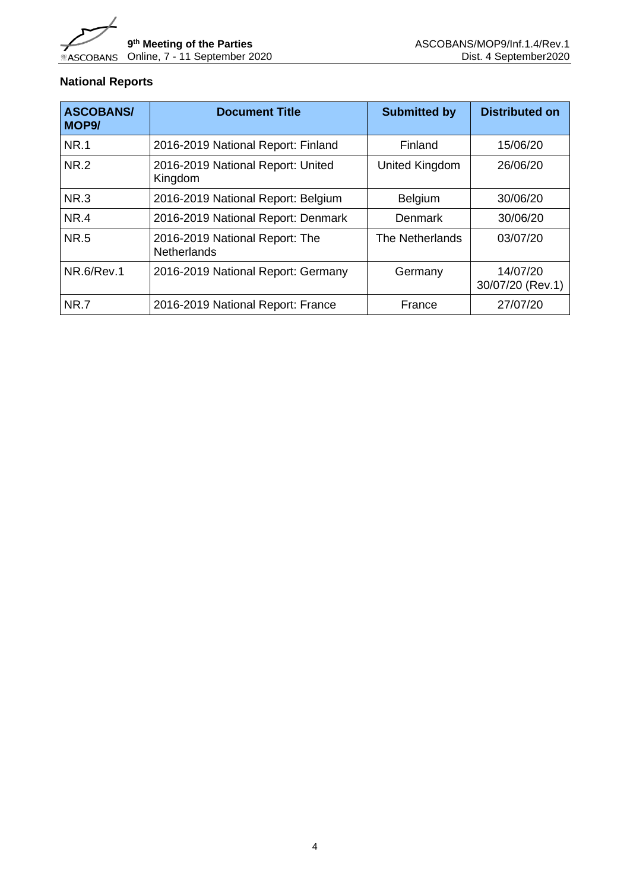## National Reports

| ASCOBANS/ MOP9/ | Document Title | Submitted by | Distributed on |
| --- | --- | --- | --- |
| NR.1 | 2016-2019 National Report: Finland | Finland | 15/06/20 |
| NR.2 | 2016-2019 National Report: United Kingdom | United Kingdom | 26/06/20 |
| NR.3 | 2016-2019 National Report: Belgium | Belgium | 30/06/20 |
| NR.4 | 2016-2019 National Report: Denmark | Denmark | 30/06/20 |
| NR.5 | 2016-2019 National Report: The Netherlands | The Netherlands | 03/07/20 |
| NR.6/Rev.1 | 2016-2019 National Report: Germany | Germany | 14/07/20 30/07/20 (Rev.1) |
| NR.7 | 2016-2019 National Report: France | France | 27/07/20 |